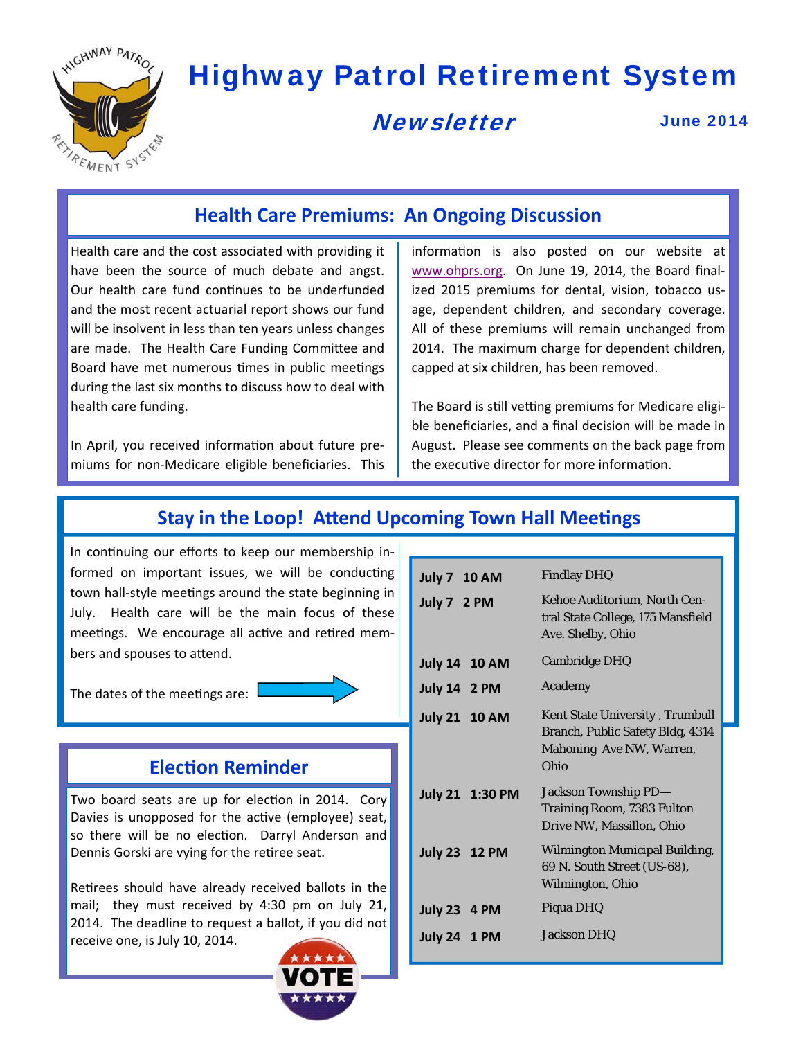# Highway Patrol Retirement System

## *Newsletter*

**June 2014**

## Health Care Premiums: An Ongoing Discussion

Health care and the cost associated with providing it have been the source of much debate and angst. Our health care fund continues to be underfunded and the most recent actuarial report shows our fund will be insolvent in less than ten years unless changes are made. The Health Care Funding Committee and Board have met numerous times in public meetings during the last six months to discuss how to deal with health care funding.

In April, you received information about future premiums for non-Medicare eligible beneficiaries. This information is also posted on our website at www.ohprs.org. On June 19, 2014, the Board finalized 2015 premiums for dental, vision, tobacco usage, dependent children, and secondary coverage. All of these premiums will remain unchanged from 2014. The maximum charge for dependent children, capped at six children, has been removed.

The Board is still vetting premiums for Medicare eligible beneficiaries, and a final decision will be made in August. Please see comments on the back page from the executive director for more information.

## Stay in the Loop! Attend Upcoming Town Hall Meetings

In continuing our efforts to keep our membership informed on important issues, we will be conducting town hall-style meetings around the state beginning in July. Health care will be the main focus of these meetings. We encourage all active and retired members and spouses to attend.

The dates of the meetings are:

| Date / Time | Location |
|---|---|
| **July 7 10 AM** | Findlay DHQ |
| **July 7 2 PM** | Kehoe Auditorium, North Central State College, 175 Mansfield Ave. Shelby, Ohio |
| **July 14 10 AM** | Cambridge DHQ |
| **July 14 2 PM** | Academy |
| **July 21 10 AM** | Kent State University , Trumbull Branch, Public Safety Bldg, 4314 Mahoning Ave NW, Warren, Ohio |
| **July 21 1:30 PM** | Jackson Township PD—Training Room, 7383 Fulton Drive NW, Massillon, Ohio |
| **July 23 12 PM** | Wilmington Municipal Building, 69 N. South Street (US-68), Wilmington, Ohio |
| **July 23 4 PM** | Piqua DHQ |
| **July 24 1 PM** | Jackson DHQ |

## Election Reminder

Two board seats are up for election in 2014. Cory Davies is unopposed for the active (employee) seat, so there will be no election. Darryl Anderson and Dennis Gorski are vying for the retiree seat.

Retirees should have already received ballots in the mail; they must received by 4:30 pm on July 21, 2014. The deadline to request a ballot, if you did not receive one, is July 10, 2014.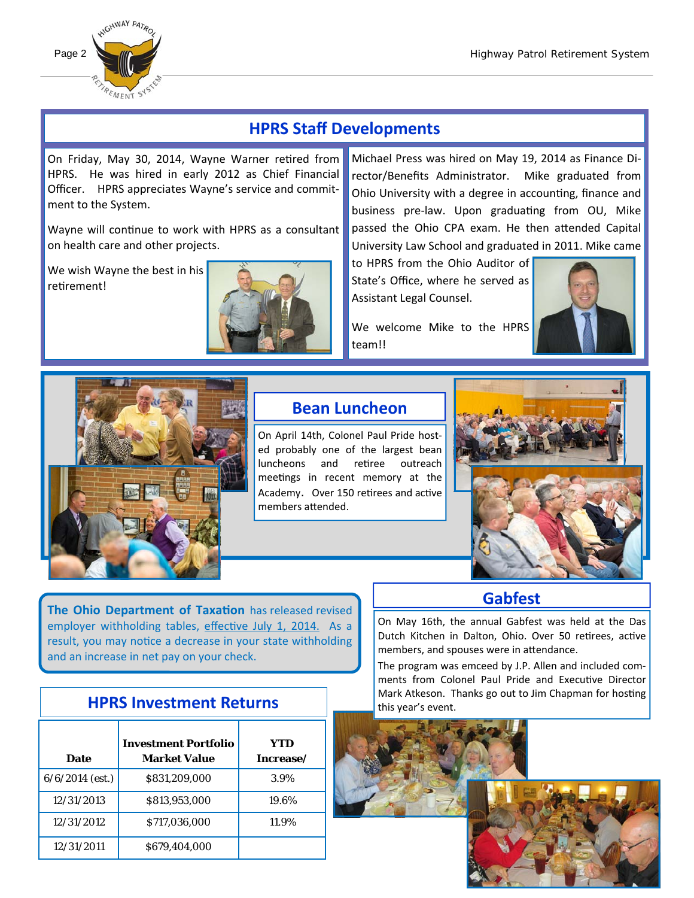## HPRS Staff Developments

On Friday, May 30, 2014, Wayne Warner retired from HPRS. He was hired in early 2012 as Chief Financial Officer. HPRS appreciates Wayne's service and commitment to the System.

Wayne will continue to work with HPRS as a consultant on health care and other projects.

We wish Wayne the best in his retirement!

Michael Press was hired on May 19, 2014 as Finance Director/Benefits Administrator. Mike graduated from Ohio University with a degree in accounting, finance and business pre-law. Upon graduating from OU, Mike passed the Ohio CPA exam. He then attended Capital University Law School and graduated in 2011. Mike came to HPRS from the Ohio Auditor of State's Office, where he served as Assistant Legal Counsel.

We welcome Mike to the HPRS team!!

## Bean Luncheon

On April 14th, Colonel Paul Pride hosted probably one of the largest bean luncheons and retiree outreach meetings in recent memory at the Academy. Over 150 retirees and active members attended.

**The Ohio Department of Taxation** has released revised employer withholding tables, effective July 1, 2014. As a result, you may notice a decrease in your state withholding and an increase in net pay on your check.

## Gabfest

On May 16th, the annual Gabfest was held at the Das Dutch Kitchen in Dalton, Ohio. Over 50 retirees, active members, and spouses were in attendance.

The program was emceed by J.P. Allen and included comments from Colonel Paul Pride and Executive Director Mark Atkeson. Thanks go out to Jim Chapman for hosting this year's event.

## HPRS Investment Returns

| Date | Investment Portfolio Market Value | YTD Increase/ |
|---|---|---|
| 6/6/2014 (est.) | $831,209,000 | 3.9% |
| 12/31/2013 | $813,953,000 | 19.6% |
| 12/31/2012 | $717,036,000 | 11.9% |
| 12/31/2011 | $679,404,000 | |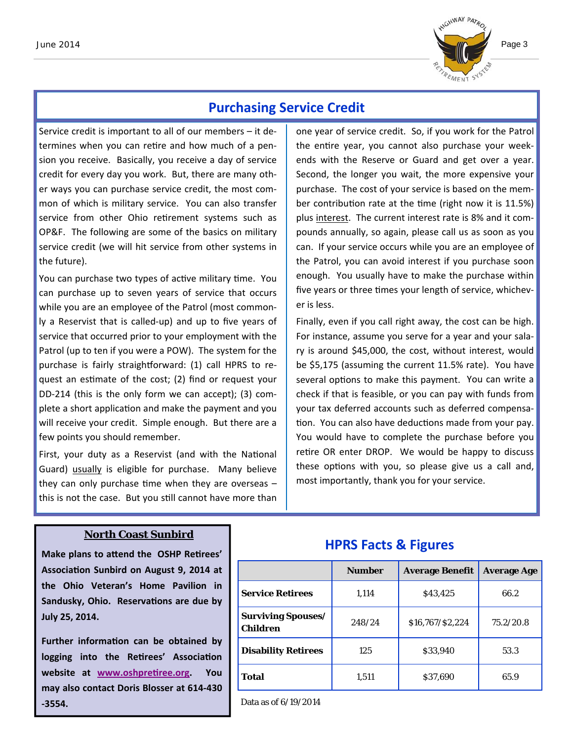## Purchasing Service Credit

Service credit is important to all of our members – it determines when you can retire and how much of a pension you receive. Basically, you receive a day of service credit for every day you work. But, there are many other ways you can purchase service credit, the most common of which is military service. You can also transfer service from other Ohio retirement systems such as OP&F. The following are some of the basics on military service credit (we will hit service from other systems in the future).

You can purchase two types of active military time. You can purchase up to seven years of service that occurs while you are an employee of the Patrol (most commonly a Reservist that is called-up) and up to five years of service that occurred prior to your employment with the Patrol (up to ten if you were a POW). The system for the purchase is fairly straightforward: (1) call HPRS to request an estimate of the cost; (2) find or request your DD-214 (this is the only form we can accept); (3) complete a short application and make the payment and you will receive your credit. Simple enough. But there are a few points you should remember.

First, your duty as a Reservist (and with the National Guard) <u>usually</u> is eligible for purchase. Many believe they can only purchase time when they are overseas – this is not the case. But you still cannot have more than one year of service credit. So, if you work for the Patrol the entire year, you cannot also purchase your weekends with the Reserve or Guard and get over a year. Second, the longer you wait, the more expensive your purchase. The cost of your service is based on the member contribution rate at the time (right now it is 11.5%) plus <u>interest</u>. The current interest rate is 8% and it compounds annually, so again, please call us as soon as you can. If your service occurs while you are an employee of the Patrol, you can avoid interest if you purchase soon enough. You usually have to make the purchase within five years or three times your length of service, whichever is less.

Finally, even if you call right away, the cost can be high. For instance, assume you serve for a year and your salary is around $45,000, the cost, without interest, would be $5,175 (assuming the current 11.5% rate). You have several options to make this payment. You can write a check if that is feasible, or you can pay with funds from your tax deferred accounts such as deferred compensation. You can also have deductions made from your pay. You would have to complete the purchase before you retire OR enter DROP. We would be happy to discuss these options with you, so please give us a call and, most importantly, thank you for your service.

### North Coast Sunbird

**Make plans to attend the OSHP Retirees' Association Sunbird on August 9, 2014 at the Ohio Veteran's Home Pavilion in Sandusky, Ohio. Reservations are due by July 25, 2014.**

**Further information can be obtained by logging into the Retirees' Association website at www.oshpretiree.org. You may also contact Doris Blosser at 614-430-3554.**

## HPRS Facts & Figures

| | Number | Average Benefit | Average Age |
|---|---|---|---|
| **Service Retirees** | 1,114 | $43,425 | 66.2 |
| **Surviving Spouses/ Children** | 248/24 | $16,767/$2,224 | 75.2/20.8 |
| **Disability Retirees** | 125 | $33,940 | 53.3 |
| **Total** | 1,511 | $37,690 | 65.9 |

Data as of 6/19/2014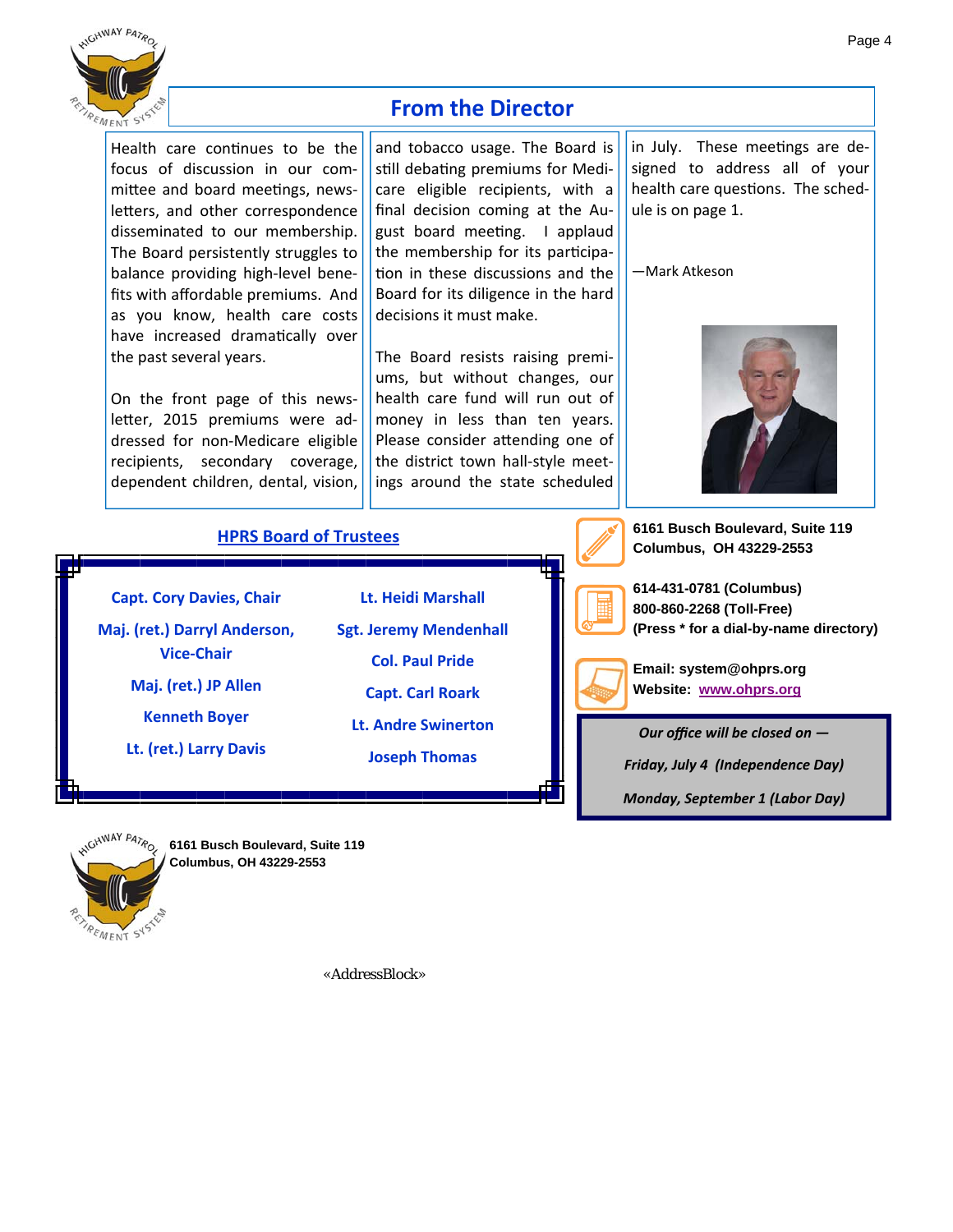## From the Director

Health care continues to be the focus of discussion in our committee and board meetings, newsletters, and other correspondence disseminated to our membership. The Board persistently struggles to balance providing high-level benefits with affordable premiums. And as you know, health care costs have increased dramatically over the past several years.

On the front page of this newsletter, 2015 premiums were addressed for non-Medicare eligible recipients, secondary coverage, dependent children, dental, vision, and tobacco usage. The Board is still debating premiums for Medicare eligible recipients, with a final decision coming at the August board meeting. I applaud the membership for its participation in these discussions and the Board for its diligence in the hard decisions it must make.

The Board resists raising premiums, but without changes, our health care fund will run out of money in less than ten years. Please consider attending one of the district town hall-style meetings around the state scheduled in July. These meetings are designed to address all of your health care questions. The schedule is on page 1.

—Mark Atkeson

## HPRS Board of Trustees

| | |
|---|---|
| **Capt. Cory Davies, Chair** | **Lt. Heidi Marshall** |
| **Maj. (ret.) Darryl Anderson, Vice-Chair** | **Sgt. Jeremy Mendenhall** |
| **Maj. (ret.) JP Allen** | **Col. Paul Pride** |
| **Kenneth Boyer** | **Capt. Carl Roark** |
| **Lt. (ret.) Larry Davis** | **Lt. Andre Swinerton** |
| | **Joseph Thomas** |

**6161 Busch Boulevard, Suite 119**
**Columbus, OH 43229-2553**

**614-431-0781 (Columbus)**
**800-860-2268 (Toll-Free)**
**(Press * for a dial-by-name directory)**

**Email: system@ohprs.org**
**Website: www.ohprs.org**

***Our office will be closed on —***

***Friday, July 4 (Independence Day)***

***Monday, September 1 (Labor Day)***

**6161 Busch Boulevard, Suite 119**
**Columbus, OH 43229-2553**

«AddressBlock»